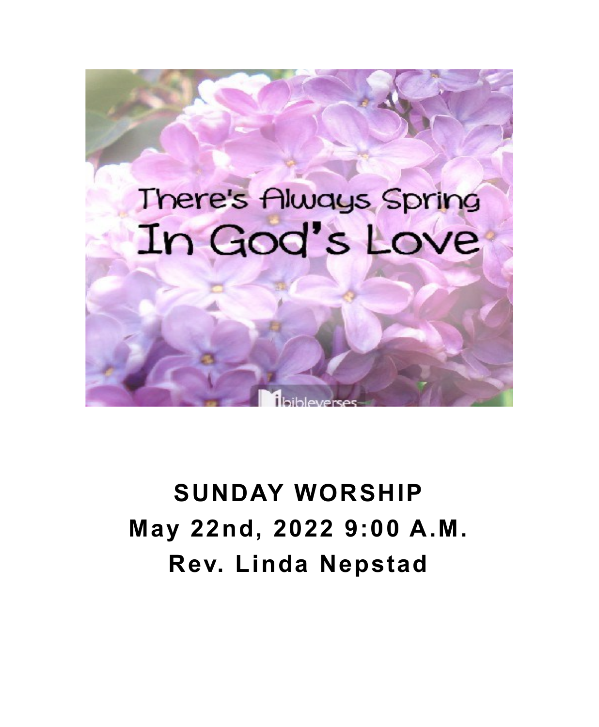There's Always Spring In God's Love

**SUNDAY WORSHIP**

**May 22nd, 2022 9:00 A.M.**

**Rev. Linda Nepstad**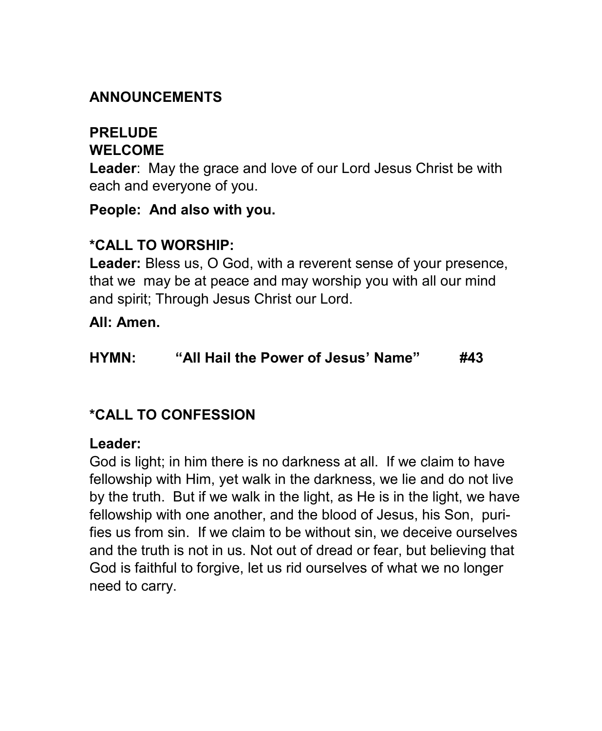**ANNOUNCEMENTS**

**PRELUDE**
**WELCOME**

**Leader**: May the grace and love of our Lord Jesus Christ be with each and everyone of you.

**People: And also with you.**

**\*CALL TO WORSHIP:**

**Leader:** Bless us, O God, with a reverent sense of your presence, that we may be at peace and may worship you with all our mind and spirit; Through Jesus Christ our Lord.

**All: Amen.**

**HYMN: "All Hail the Power of Jesus' Name" #43**

**\*CALL TO CONFESSION**

**Leader:**

God is light; in him there is no darkness at all. If we claim to have fellowship with Him, yet walk in the darkness, we lie and do not live by the truth. But if we walk in the light, as He is in the light, we have fellowship with one another, and the blood of Jesus, his Son, purifies us from sin. If we claim to be without sin, we deceive ourselves and the truth is not in us. Not out of dread or fear, but believing that God is faithful to forgive, let us rid ourselves of what we no longer need to carry.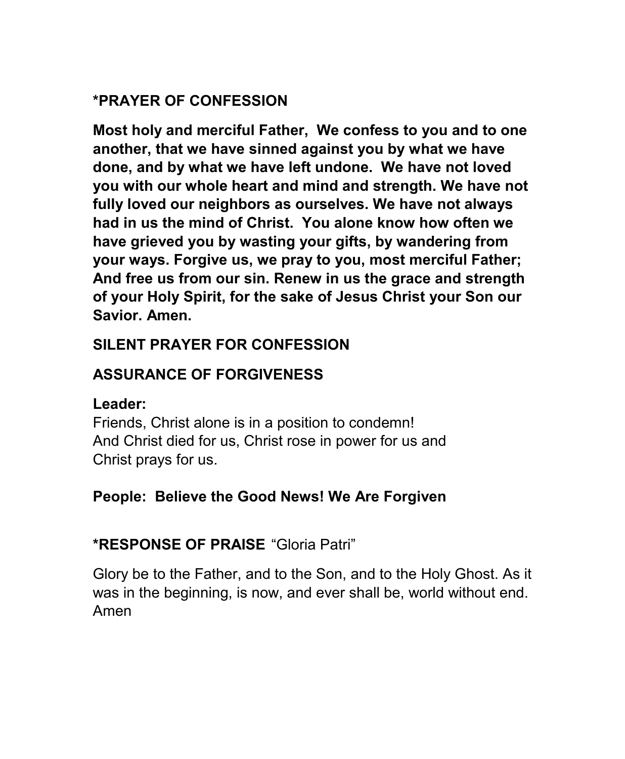## *PRAYER OF CONFESSION

**Most holy and merciful Father,  We confess to you and to one another, that we have sinned against you by what we have done, and by what we have left undone.  We have not loved you with our whole heart and mind and strength. We have not fully loved our neighbors as ourselves. We have not always had in us the mind of Christ.  You alone know how often we have grieved you by wasting your gifts, by wandering from your ways. Forgive us, we pray to you, most merciful Father; And free us from our sin. Renew in us the grace and strength of your Holy Spirit, for the sake of Jesus Christ your Son our Savior. Amen.**

## SILENT PRAYER FOR CONFESSION

## ASSURANCE OF FORGIVENESS

**Leader:**
Friends, Christ alone is in a position to condemn!
And Christ died for us, Christ rose in power for us and
Christ prays for us.

**People:  Believe the Good News! We Are Forgiven**

## *RESPONSE OF PRAISE "Gloria Patri"

Glory be to the Father, and to the Son, and to the Holy Ghost. As it was in the beginning, is now, and ever shall be, world without end. Amen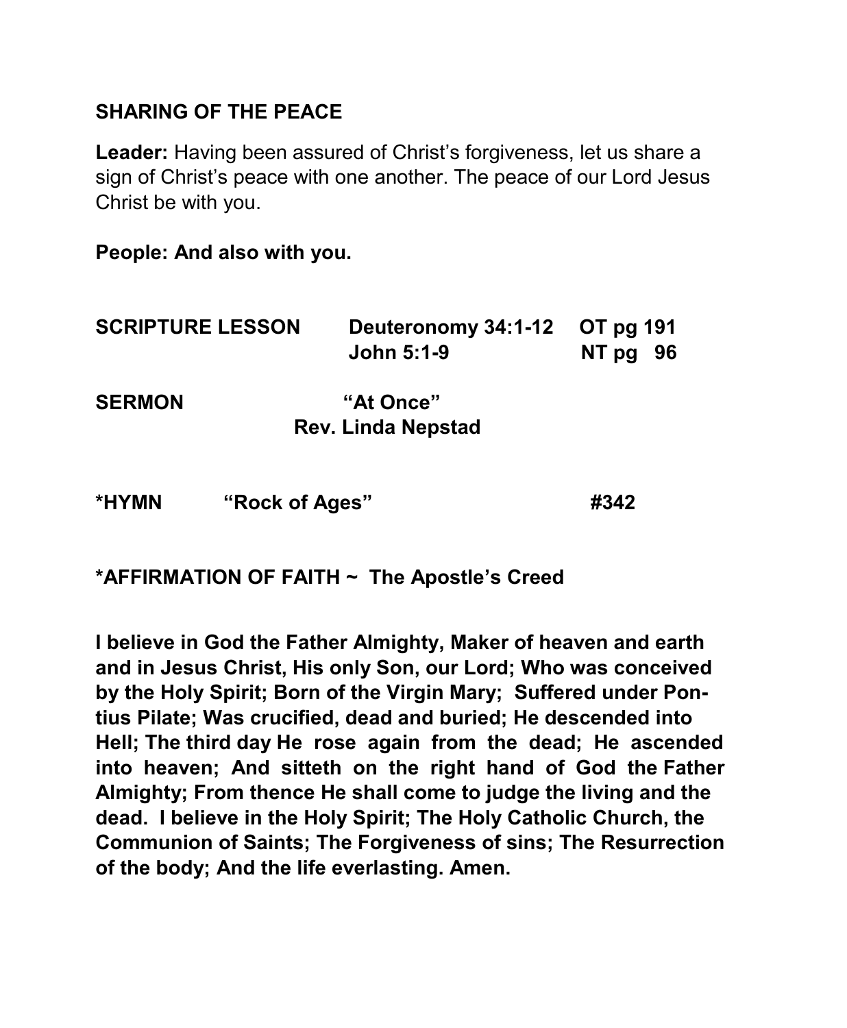**SHARING OF THE PEACE**

**Leader:** Having been assured of Christ's forgiveness, let us share a sign of Christ's peace with one another. The peace of our Lord Jesus Christ be with you.

**People: And also with you.**

**SCRIPTURE LESSON** **Deuteronomy 34:1-12** **OT pg 191**
**John 5:1-9** **NT pg 96**

**SERMON** **"At Once"**
**Rev. Linda Nepstad**

***HYMN** **"Rock of Ages"** **#342**

***AFFIRMATION OF FAITH ~ The Apostle's Creed**

**I believe in God the Father Almighty, Maker of heaven and earth and in Jesus Christ, His only Son, our Lord; Who was conceived by the Holy Spirit; Born of the Virgin Mary; Suffered under Pontius Pilate; Was crucified, dead and buried; He descended into Hell; The third day He rose again from the dead; He ascended into heaven; And sitteth on the right hand of God the Father Almighty; From thence He shall come to judge the living and the dead. I believe in the Holy Spirit; The Holy Catholic Church, the Communion of Saints; The Forgiveness of sins; The Resurrection of the body; And the life everlasting. Amen.**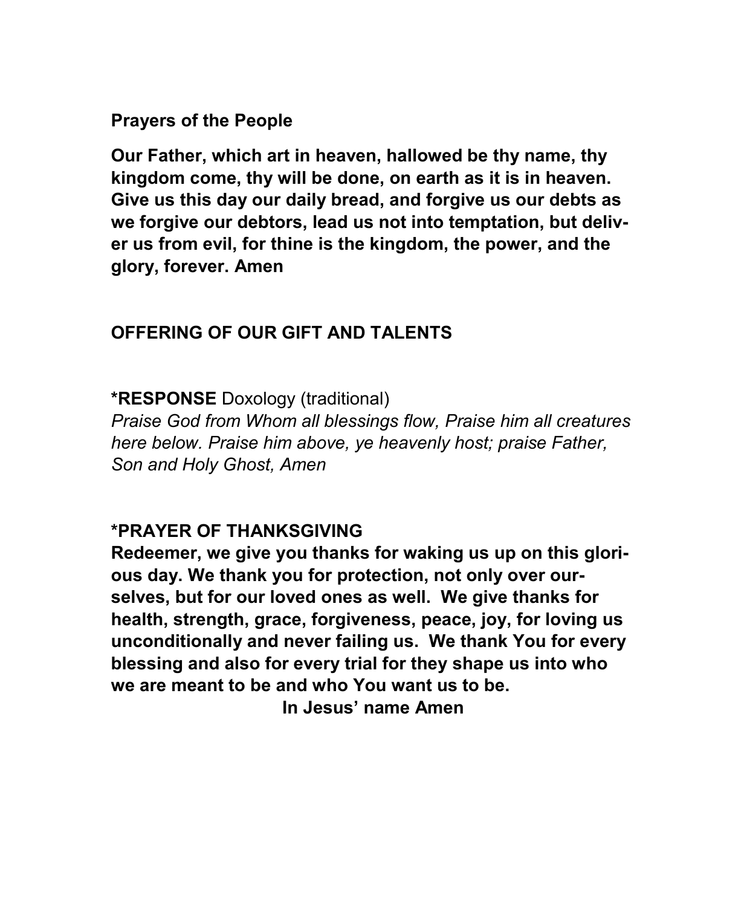**Prayers of the People**

**Our Father, which art in heaven, hallowed be thy name, thy kingdom come, thy will be done, on earth as it is in heaven. Give us this day our daily bread, and forgive us our debts as we forgive our debtors, lead us not into temptation, but deliver us from evil, for thine is the kingdom, the power, and the glory, forever. Amen**

**OFFERING OF OUR GIFT AND TALENTS**

**\*RESPONSE** Doxology (traditional)
*Praise God from Whom all blessings flow, Praise him all creatures here below. Praise him above, ye heavenly host; praise Father, Son and Holy Ghost, Amen*

**\*PRAYER OF THANKSGIVING**
**Redeemer, we give you thanks for waking us up on this glorious day. We thank you for protection, not only over ourselves, but for our loved ones as well. We give thanks for health, strength, grace, forgiveness, peace, joy, for loving us unconditionally and never failing us. We thank You for every blessing and also for every trial for they shape us into who we are meant to be and who You want us to be.**

**In Jesus' name Amen**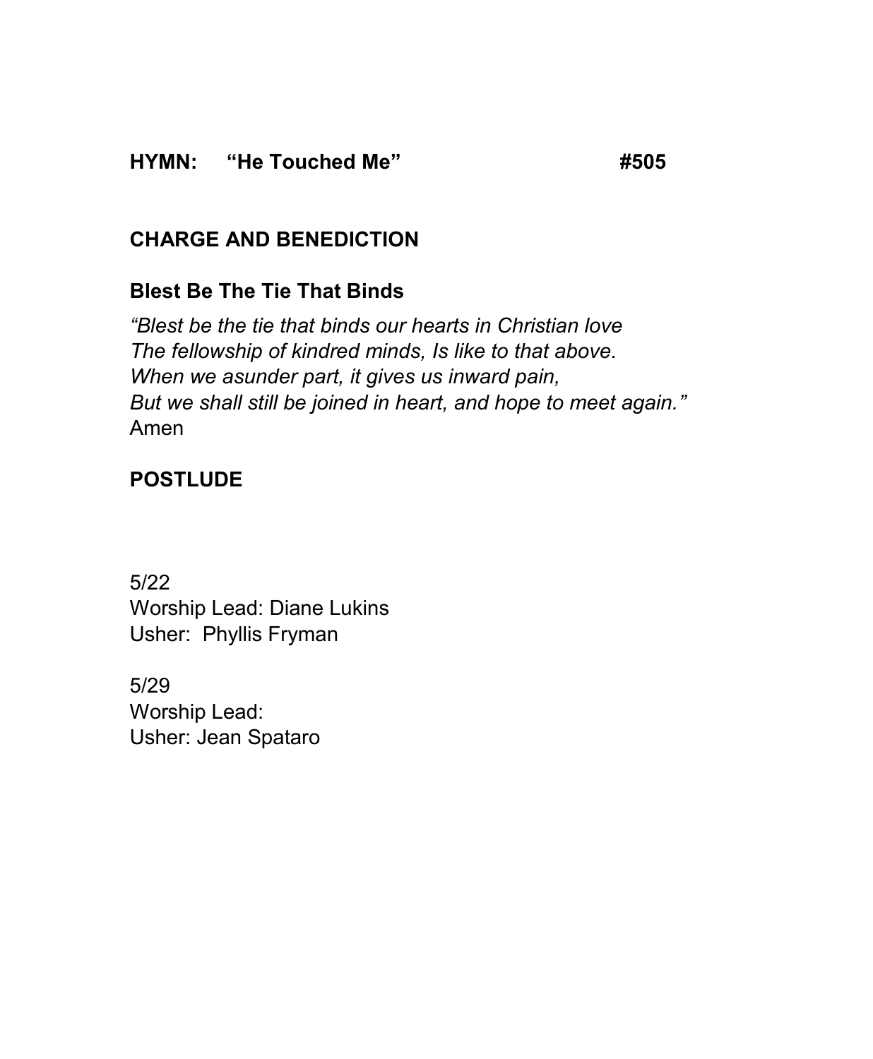**HYMN: “He Touched Me” #505**

**CHARGE AND BENEDICTION**

**Blest Be The Tie That Binds**

*“Blest be the tie that binds our hearts in Christian love*
*The fellowship of kindred minds, Is like to that above.*
*When we asunder part, it gives us inward pain,*
*But we shall still be joined in heart, and hope to meet again.”*
Amen

**POSTLUDE**

5/22
Worship Lead: Diane Lukins
Usher: Phyllis Fryman

5/29
Worship Lead:
Usher: Jean Spataro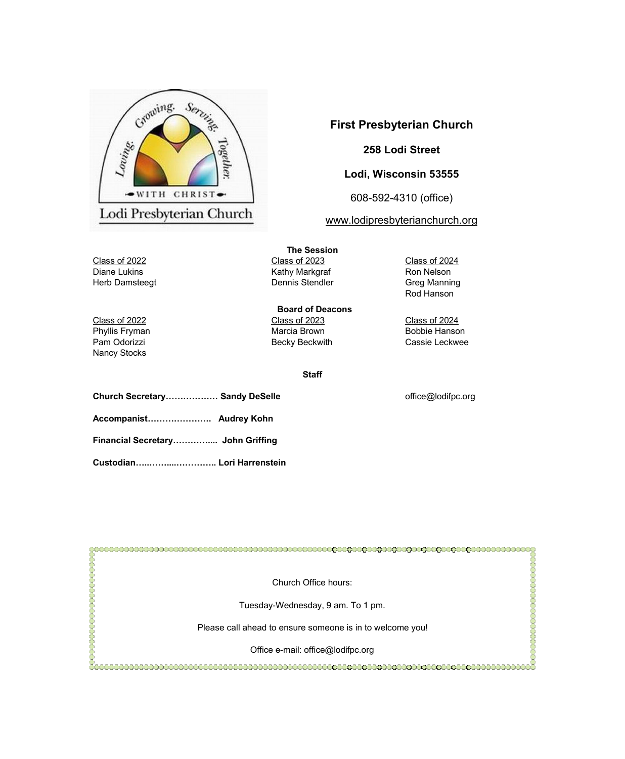Growing. Serving. Together. Loving. WITH CHRIST

Lodi Presbyterian Church

**First Presbyterian Church**

**258 Lodi Street**

**Lodi, Wisconsin 53555**

608-592-4310 (office)

www.lodipresbyterianchurch.org

**The Session**

| Class of 2022 | Class of 2023 | Class of 2024 |
|---|---|---|
| Diane Lukins | Kathy Markgraf | Ron Nelson |
| Herb Damsteegt | Dennis Stendler | Greg Manning |
| | | Rod Hanson |

**Board of Deacons**

| Class of 2022 | Class of 2023 | Class of 2024 |
|---|---|---|
| Phyllis Fryman | Marcia Brown | Bobbie Hanson |
| Pam Odorizzi | Becky Beckwith | Cassie Leckwee |
| Nancy Stocks | | |

**Staff**

**Church Secretary……………… Sandy DeSelle** office@lodifpc.org

**Accompanist…………………. Audrey Kohn**

**Financial Secretary………….... John Griffing**

**Custodian…..……....………….. Lori Harrenstein**

Church Office hours:

Tuesday-Wednesday, 9 am. To 1 pm.

Please call ahead to ensure someone is in to welcome you!

Office e-mail: office@lodifpc.org